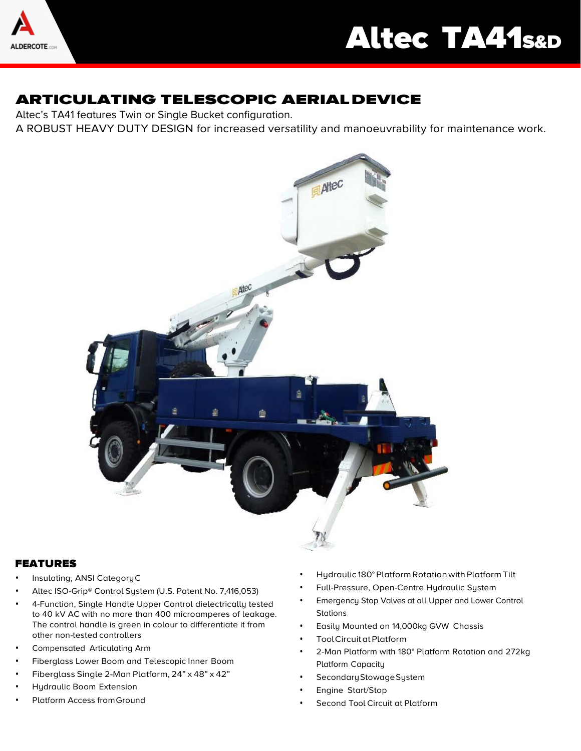# Altec TA41S&D

## ARTICULATING TELESCOPIC AERIAL DEVICE

Altec's TA41 features Twin or Single Bucket configuration.

A ROBUST HEAVY DUTY DESIGN for increased versatility and manoeuvrability for maintenance work.

## FEATURES

- Insulating, ANSI Category C
- Altec ISO-Grip® Control System (U.S. Patent No. 7,416,053)
- 4-Function, Single Handle Upper Control dielectrically tested to 40 kV AC with no more than 400 microamperes of leakage. The control handle is green in colour to differentiate it from other non-tested controllers
- Compensated Articulating Arm
- Fiberglass Lower Boom and Telescopic Inner Boom
- Fiberglass Single 2-Man Platform, 24" x 48" x 42"
- Hydraulic Boom Extension
- Platform Access from Ground
- Hydraulic 180° Platform Rotation with Platform Tilt
- Full-Pressure, Open-Centre Hydraulic System
- Emergency Stop Valves at all Upper and Lower Control Stations
- Easily Mounted on 14,000kg GVW Chassis
- Tool Circuit at Platform
- 2-Man Platform with 180° Platform Rotation and 272kg Platform Capacity
- Secondary Stowage System
- Engine Start/Stop
- Second Tool Circuit at Platform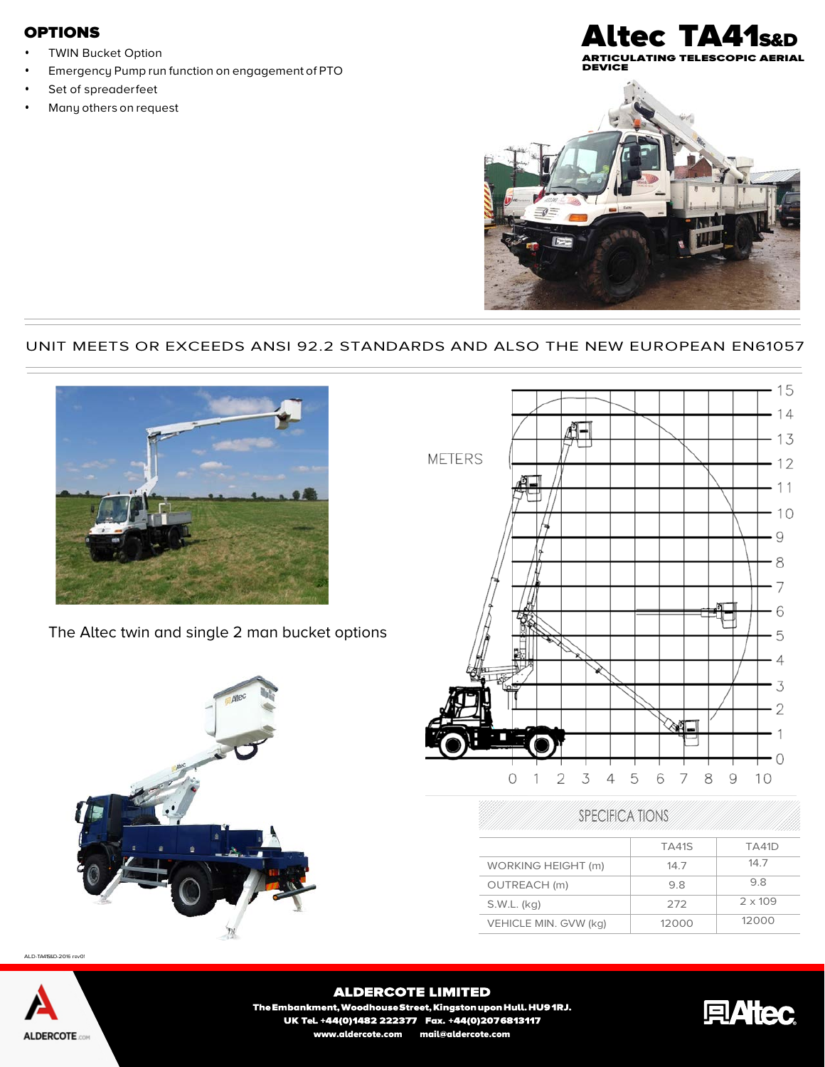## OPTIONS

- TWIN Bucket Option
- Emergency Pump run function on engagement of PTO
- Set of spreader feet
- Many others on request

# Altec TA41S&D

**ARTICULATING TELESCOPIC AERIAL DEVICE**

UNIT MEETS OR EXCEEDS ANSI 92.2 STANDARDS AND ALSO THE NEW EUROPEAN EN61057

The Altec twin and single 2 man bucket options

METERS

15
14
13
12
11
10
9
8
7
6
5
4
3
2
1
0

0 1 2 3 4 5 6 7 8 9 10

### SPECIFICATIONS

| | TA41S | TA41D |
|---|---|---|
| WORKING HEIGHT (m) | 14.7 | 14.7 |
| OUTREACH (m) | 9.8 | 9.8 |
| S.W.L. (kg) | 272 | 2 x 109 |
| VEHICLE MIN. GVW (kg) | 12000 | 12000 |

ALD-TA41S&D-2016 rev01

**ALDERCOTE LIMITED**

**The Embankment, Woodhouse Street, Kingston upon Hull. HU9 1RJ.**
**UK Tel. +44(0)1482 222377 Fax. +44(0)2076813117**
**www.aldercote.com mail@aldercote.com**